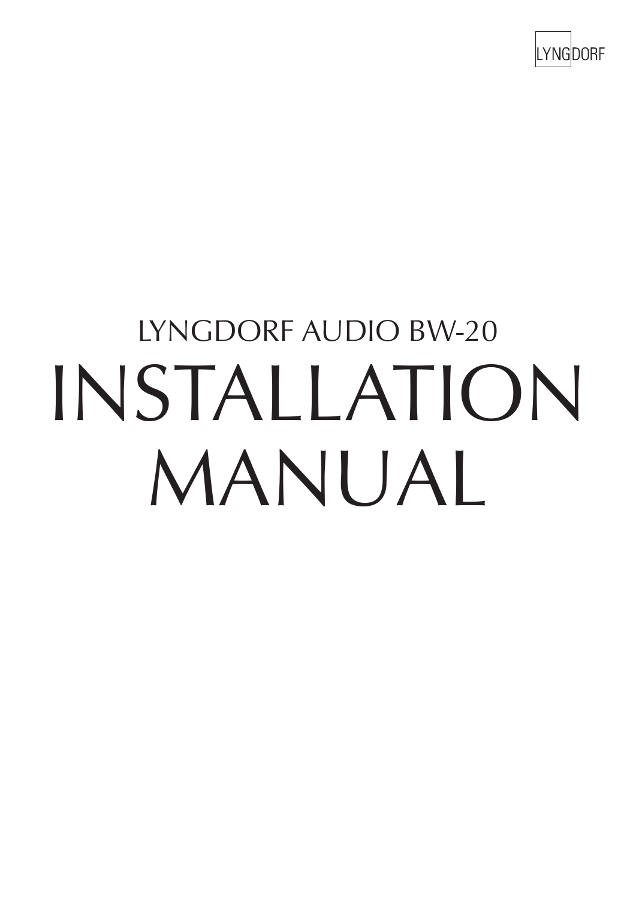LYNGDORF

LYNGDORF AUDIO BW-20

# INSTALLATION MANUAL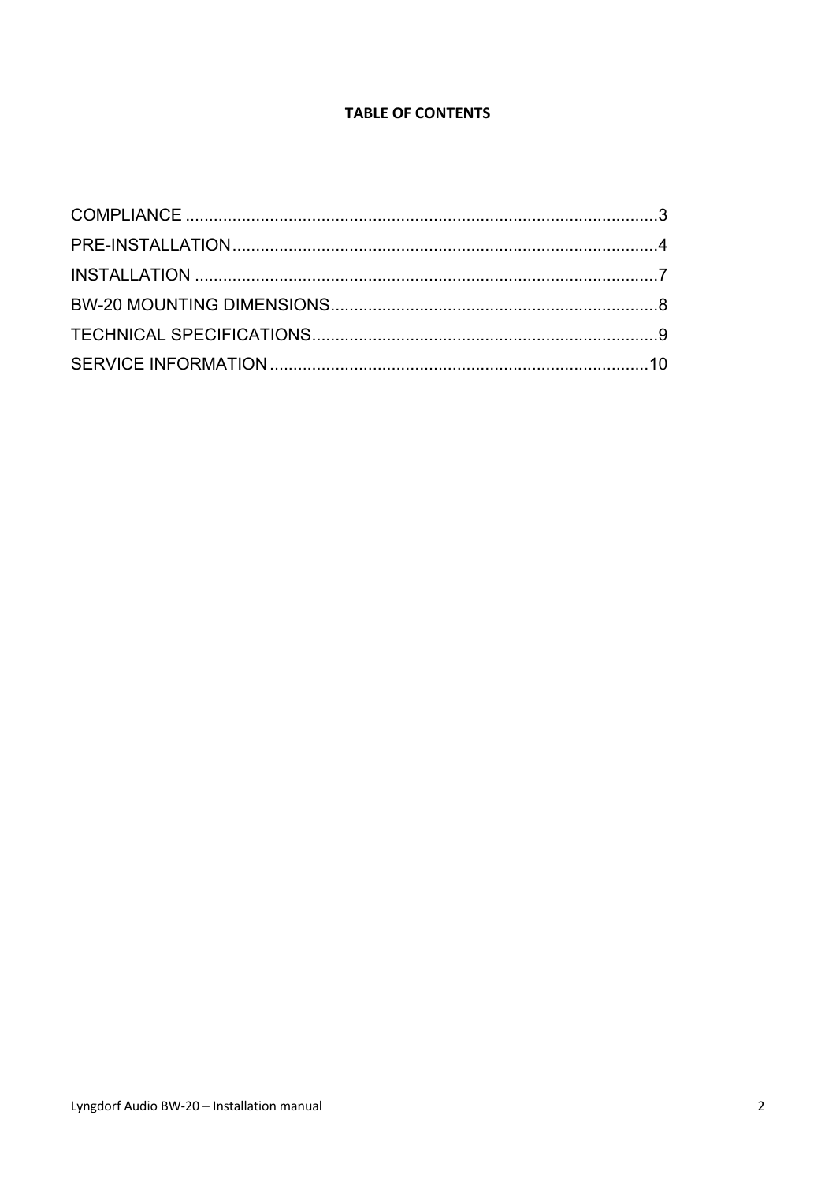**TABLE OF CONTENTS**

COMPLIANCE ..................................................................................................3
PRE-INSTALLATION........................................................................................4
INSTALLATION ...............................................................................................7
BW-20 MOUNTING DIMENSIONS...................................................................8
TECHNICAL SPECIFICATIONS.......................................................................9
SERVICE INFORMATION..............................................................................10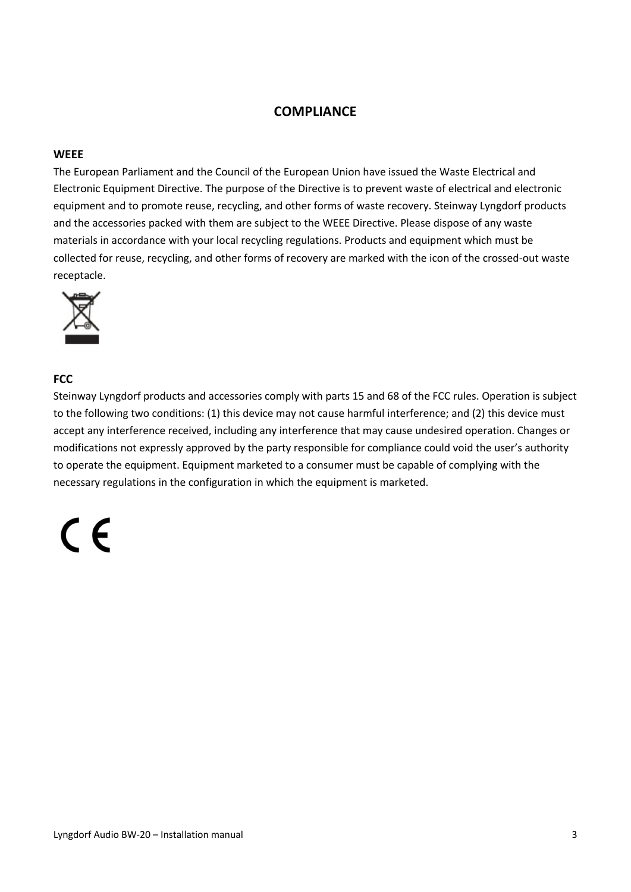# COMPLIANCE

## WEEE

The European Parliament and the Council of the European Union have issued the Waste Electrical and Electronic Equipment Directive. The purpose of the Directive is to prevent waste of electrical and electronic equipment and to promote reuse, recycling, and other forms of waste recovery. Steinway Lyngdorf products and the accessories packed with them are subject to the WEEE Directive. Please dispose of any waste materials in accordance with your local recycling regulations. Products and equipment which must be collected for reuse, recycling, and other forms of recovery are marked with the icon of the crossed-out waste receptacle.

## FCC

Steinway Lyngdorf products and accessories comply with parts 15 and 68 of the FCC rules. Operation is subject to the following two conditions: (1) this device may not cause harmful interference; and (2) this device must accept any interference received, including any interference that may cause undesired operation. Changes or modifications not expressly approved by the party responsible for compliance could void the user's authority to operate the equipment. Equipment marketed to a consumer must be capable of complying with the necessary regulations in the configuration in which the equipment is marketed.

CE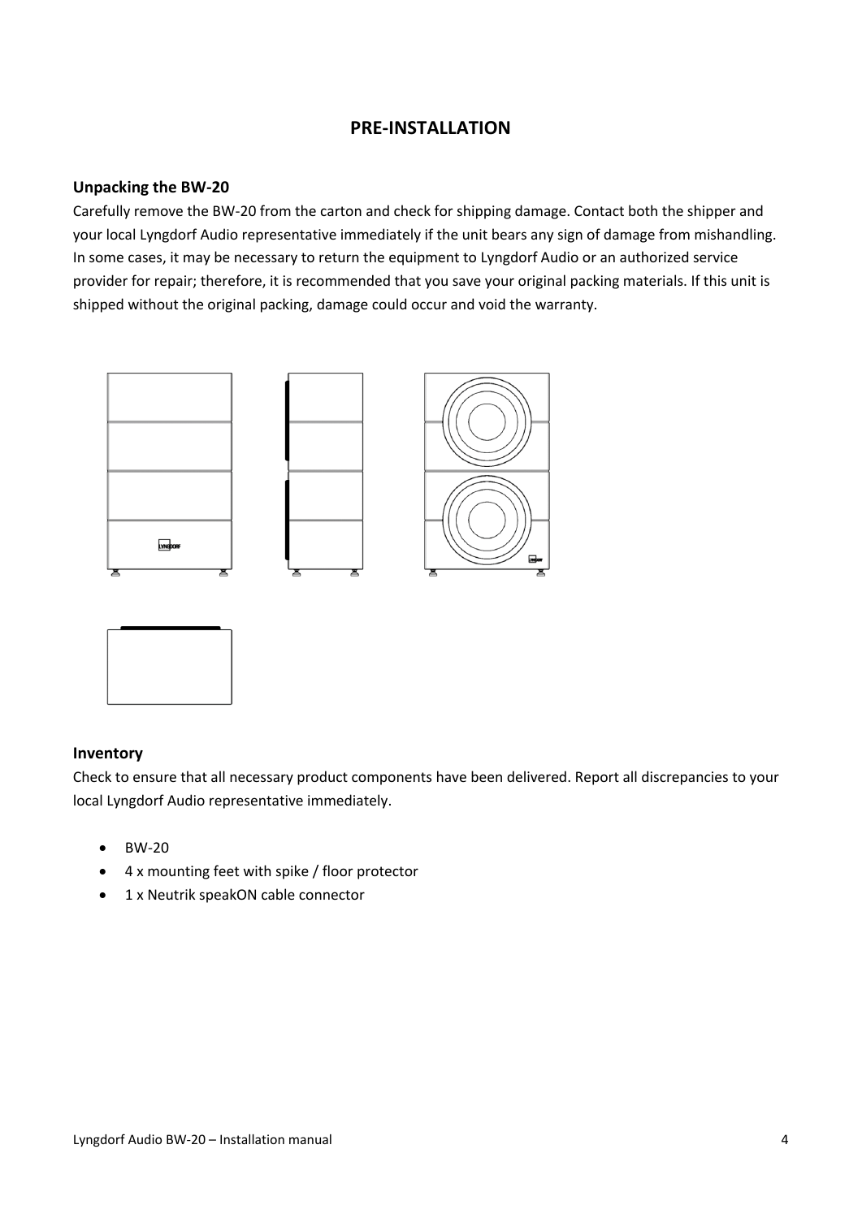# PRE-INSTALLATION

## Unpacking the BW-20

Carefully remove the BW-20 from the carton and check for shipping damage. Contact both the shipper and your local Lyngdorf Audio representative immediately if the unit bears any sign of damage from mishandling. In some cases, it may be necessary to return the equipment to Lyngdorf Audio or an authorized service provider for repair; therefore, it is recommended that you save your original packing materials. If this unit is shipped without the original packing, damage could occur and void the warranty.

## Inventory

Check to ensure that all necessary product components have been delivered. Report all discrepancies to your local Lyngdorf Audio representative immediately.

- BW-20
- 4 x mounting feet with spike / floor protector
- 1 x Neutrik speakON cable connector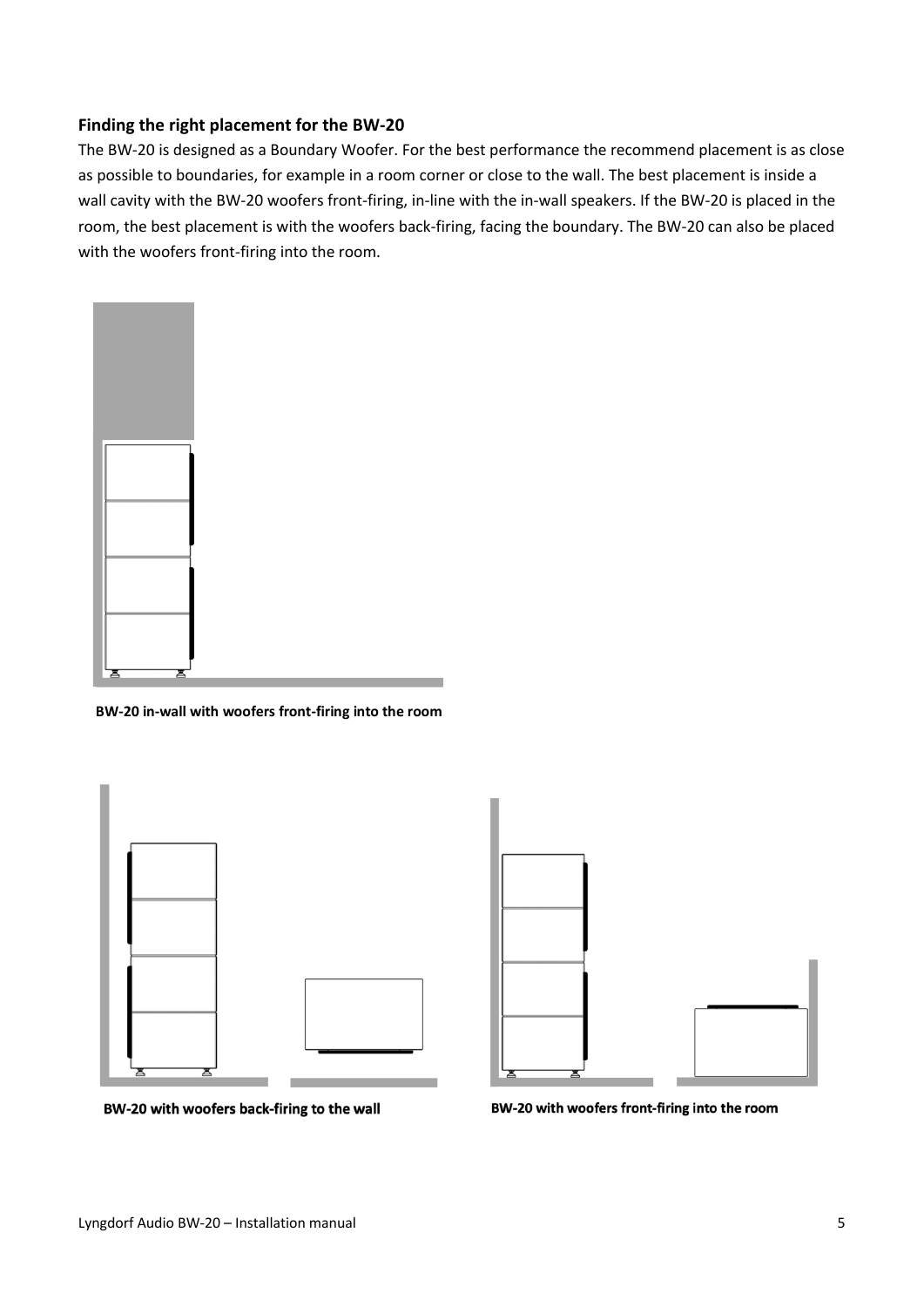## Finding the right placement for the BW-20

The BW-20 is designed as a Boundary Woofer. For the best performance the recommend placement is as close as possible to boundaries, for example in a room corner or close to the wall. The best placement is inside a wall cavity with the BW-20 woofers front-firing, in-line with the in-wall speakers. If the BW-20 is placed in the room, the best placement is with the woofers back-firing, facing the boundary. The BW-20 can also be placed with the woofers front-firing into the room.

**BW-20 in-wall with woofers front-firing into the room**

**BW-20 with woofers back-firing to the wall**

**BW-20 with woofers front-firing into the room**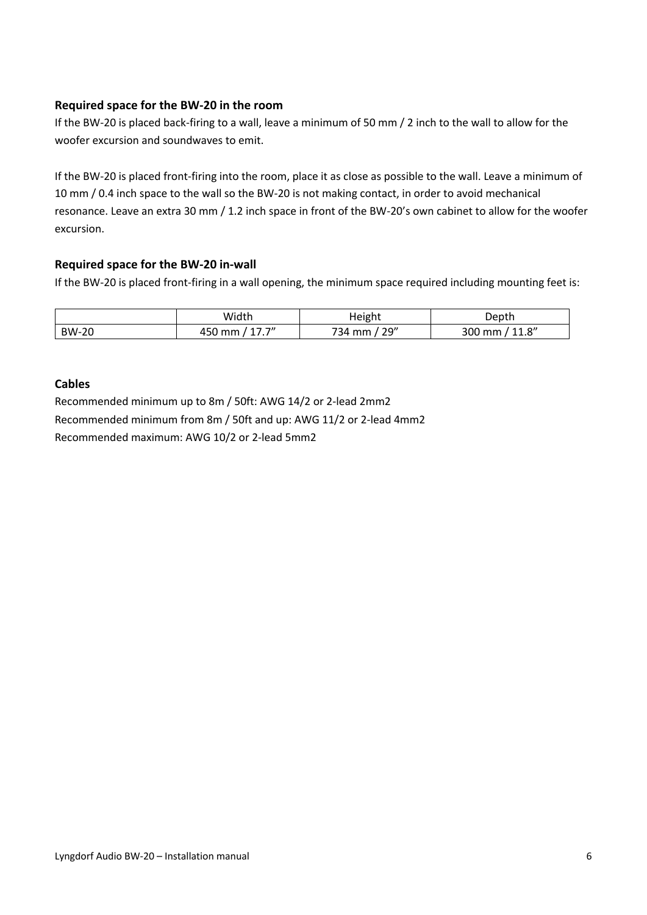### Required space for the BW-20 in the room

If the BW-20 is placed back-firing to a wall, leave a minimum of 50 mm / 2 inch to the wall to allow for the woofer excursion and soundwaves to emit.

If the BW-20 is placed front-firing into the room, place it as close as possible to the wall. Leave a minimum of 10 mm / 0.4 inch space to the wall so the BW-20 is not making contact, in order to avoid mechanical resonance. Leave an extra 30 mm / 1.2 inch space in front of the BW-20's own cabinet to allow for the woofer excursion.

### Required space for the BW-20 in-wall

If the BW-20 is placed front-firing in a wall opening, the minimum space required including mounting feet is:

| | Width | Height | Depth |
|---|---|---|---|
| BW-20 | 450 mm / 17.7" | 734 mm / 29" | 300 mm / 11.8" |

### Cables

Recommended minimum up to 8m / 50ft: AWG 14/2 or 2-lead 2mm2
Recommended minimum from 8m / 50ft and up: AWG 11/2 or 2-lead 4mm2
Recommended maximum: AWG 10/2 or 2-lead 5mm2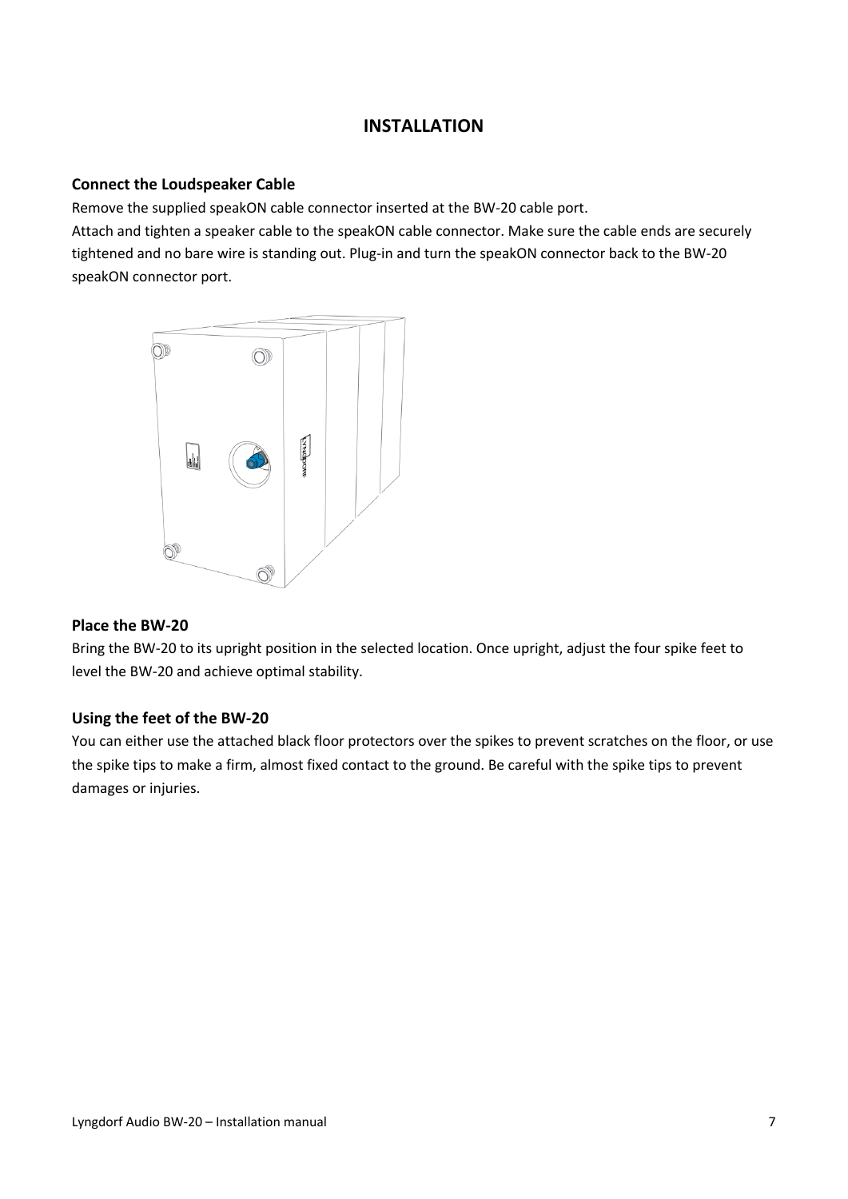# INSTALLATION

### Connect the Loudspeaker Cable

Remove the supplied speakON cable connector inserted at the BW-20 cable port.
Attach and tighten a speaker cable to the speakON cable connector. Make sure the cable ends are securely tightened and no bare wire is standing out. Plug-in and turn the speakON connector back to the BW-20 speakON connector port.

### Place the BW-20

Bring the BW-20 to its upright position in the selected location. Once upright, adjust the four spike feet to level the BW-20 and achieve optimal stability.

### Using the feet of the BW-20

You can either use the attached black floor protectors over the spikes to prevent scratches on the floor, or use the spike tips to make a firm, almost fixed contact to the ground. Be careful with the spike tips to prevent damages or injuries.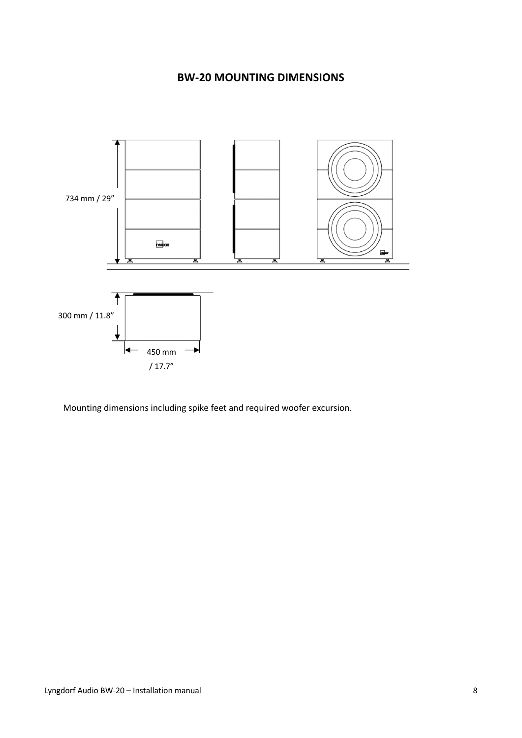## BW-20 MOUNTING DIMENSIONS

734 mm / 29”

300 mm / 11.8”

450 mm / 17.7”

Mounting dimensions including spike feet and required woofer excursion.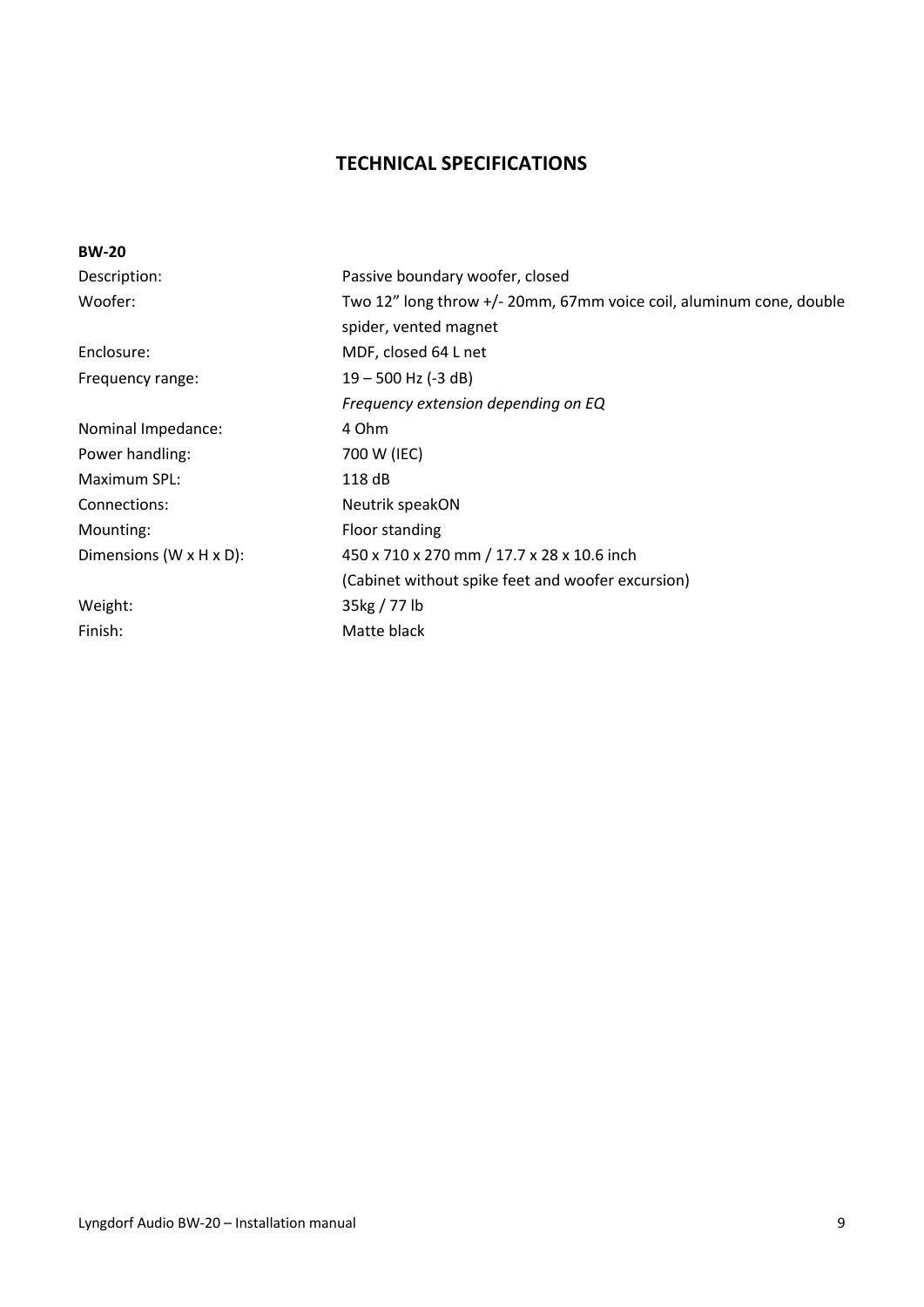# TECHNICAL SPECIFICATIONS

**BW-20**

| | |
|---|---|
| Description: | Passive boundary woofer, closed |
| Woofer: | Two 12” long throw +/- 20mm, 67mm voice coil, aluminum cone, double spider, vented magnet |
| Enclosure: | MDF, closed 64 L net |
| Frequency range: | 19 – 500 Hz (-3 dB)<br>*Frequency extension depending on EQ* |
| Nominal Impedance: | 4 Ohm |
| Power handling: | 700 W (IEC) |
| Maximum SPL: | 118 dB |
| Connections: | Neutrik speakON |
| Mounting: | Floor standing |
| Dimensions (W x H x D): | 450 x 710 x 270 mm / 17.7 x 28 x 10.6 inch<br>(Cabinet without spike feet and woofer excursion) |
| Weight: | 35kg / 77 lb |
| Finish: | Matte black |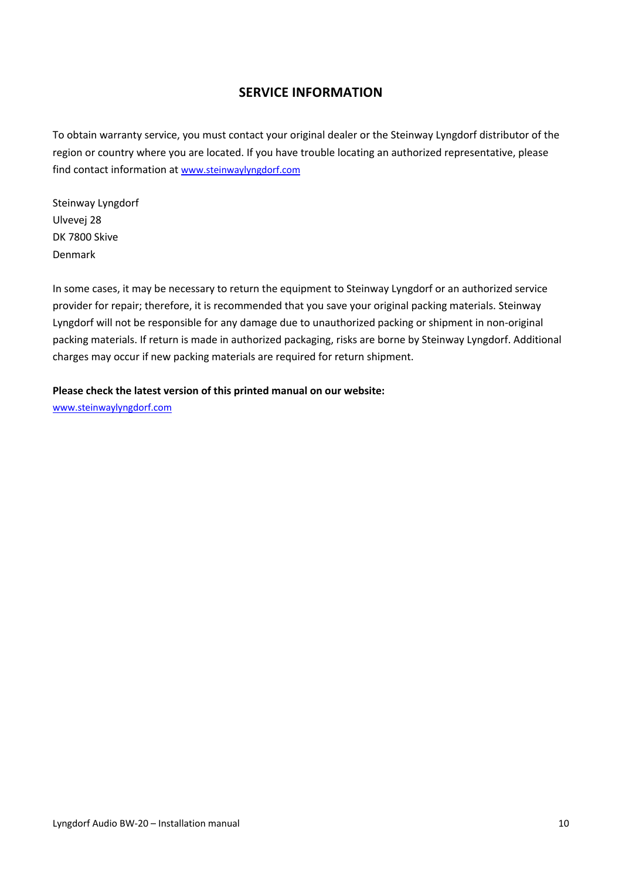## SERVICE INFORMATION

To obtain warranty service, you must contact your original dealer or the Steinway Lyngdorf distributor of the region or country where you are located. If you have trouble locating an authorized representative, please find contact information at www.steinwaylyngdorf.com

Steinway Lyngdorf
Ulvevej 28
DK 7800 Skive
Denmark

In some cases, it may be necessary to return the equipment to Steinway Lyngdorf or an authorized service provider for repair; therefore, it is recommended that you save your original packing materials. Steinway Lyngdorf will not be responsible for any damage due to unauthorized packing or shipment in non-original packing materials. If return is made in authorized packaging, risks are borne by Steinway Lyngdorf. Additional charges may occur if new packing materials are required for return shipment.

**Please check the latest version of this printed manual on our website:**
www.steinwaylyngdorf.com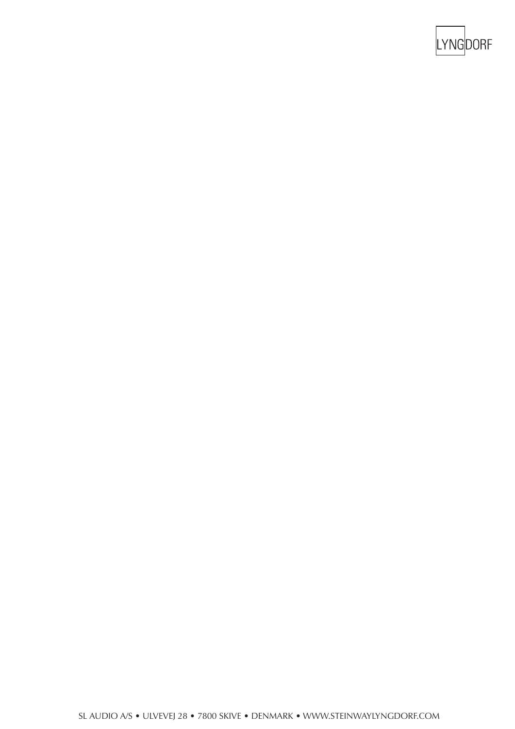LYNGDORF

SL AUDIO A/S • ULVEVEJ 28 • 7800 SKIVE • DENMARK • WWW.STEINWAYLYNGDORF.COM